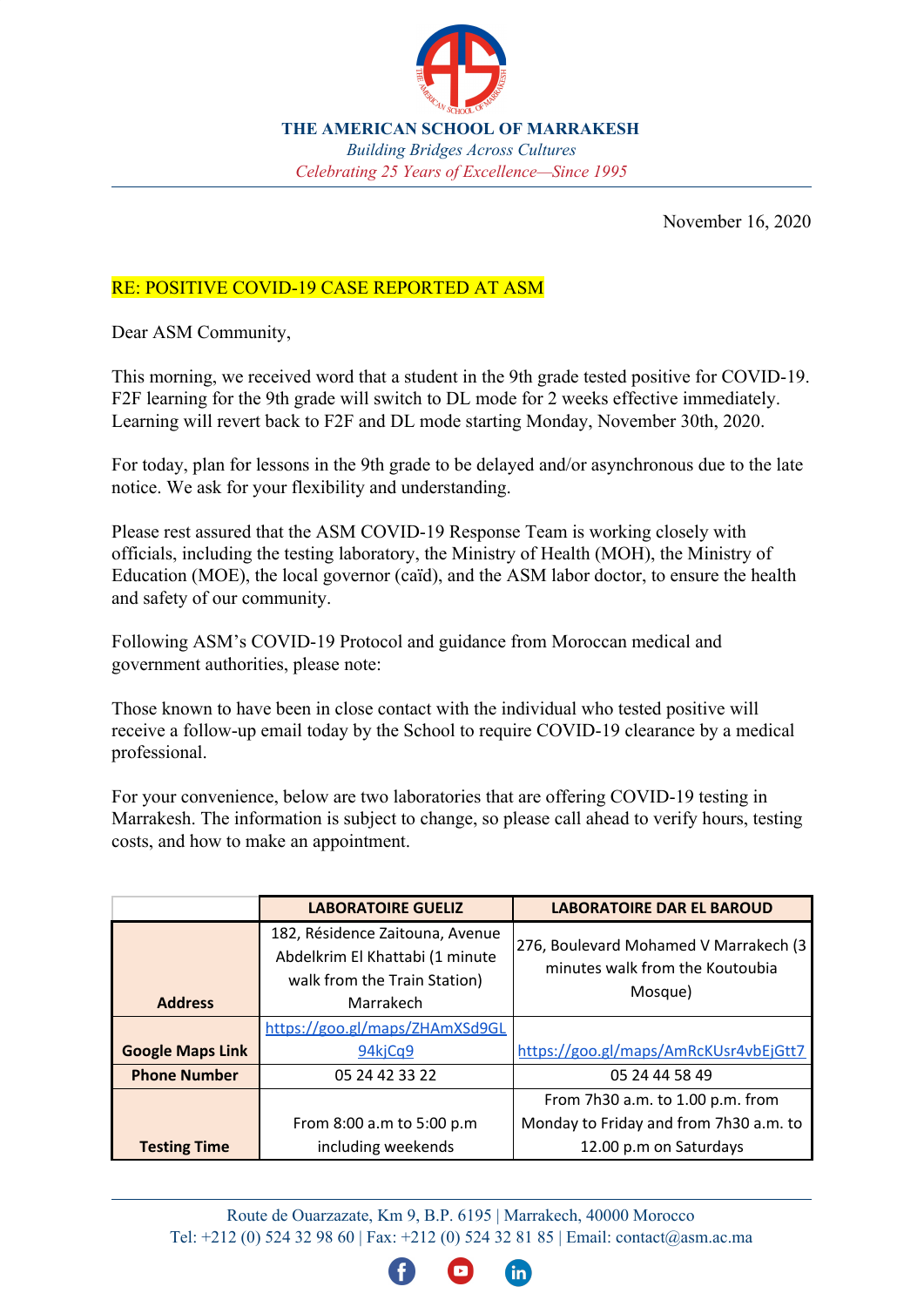# THE AMERICAN SCHOOL OF MARRAKESH

*Building Bridges Across Cultures*

*Celebrating 25 Years of Excellence—Since 1995*

November 16, 2020

RE: POSITIVE COVID-19 CASE REPORTED AT ASM

Dear ASM Community,

This morning, we received word that a student in the 9th grade tested positive for COVID-19. F2F learning for the 9th grade will switch to DL mode for 2 weeks effective immediately. Learning will revert back to F2F and DL mode starting Monday, November 30th, 2020.

For today, plan for lessons in the 9th grade to be delayed and/or asynchronous due to the late notice. We ask for your flexibility and understanding.

Please rest assured that the ASM COVID-19 Response Team is working closely with officials, including the testing laboratory, the Ministry of Health (MOH), the Ministry of Education (MOE), the local governor (caïd), and the ASM labor doctor, to ensure the health and safety of our community.

Following ASM's COVID-19 Protocol and guidance from Moroccan medical and government authorities, please note:

Those known to have been in close contact with the individual who tested positive will receive a follow-up email today by the School to require COVID-19 clearance by a medical professional.

For your convenience, below are two laboratories that are offering COVID-19 testing in Marrakesh. The information is subject to change, so please call ahead to verify hours, testing costs, and how to make an appointment.

| | LABORATOIRE GUELIZ | LABORATOIRE DAR EL BAROUD |
|---|---|---|
| **Address** | 182, Résidence Zaitouna, Avenue Abdelkrim El Khattabi (1 minute walk from the Train Station) Marrakech | 276, Boulevard Mohamed V Marrakech (3 minutes walk from the Koutoubia Mosque) |
| **Google Maps Link** | https://goo.gl/maps/ZHAmXSd9GL94kjCq9 | https://goo.gl/maps/AmRcKUsr4vbEjGtt7 |
| **Phone Number** | 05 24 42 33 22 | 05 24 44 58 49 |
| **Testing Time** | From 8:00 a.m to 5:00 p.m including weekends | From 7h30 a.m. to 1.00 p.m. from Monday to Friday and from 7h30 a.m. to 12.00 p.m on Saturdays |

Route de Ouarzazate, Km 9, B.P. 6195 | Marrakech, 40000 Morocco
Tel: +212 (0) 524 32 98 60 | Fax: +212 (0) 524 32 81 85 | Email: contact@asm.ac.ma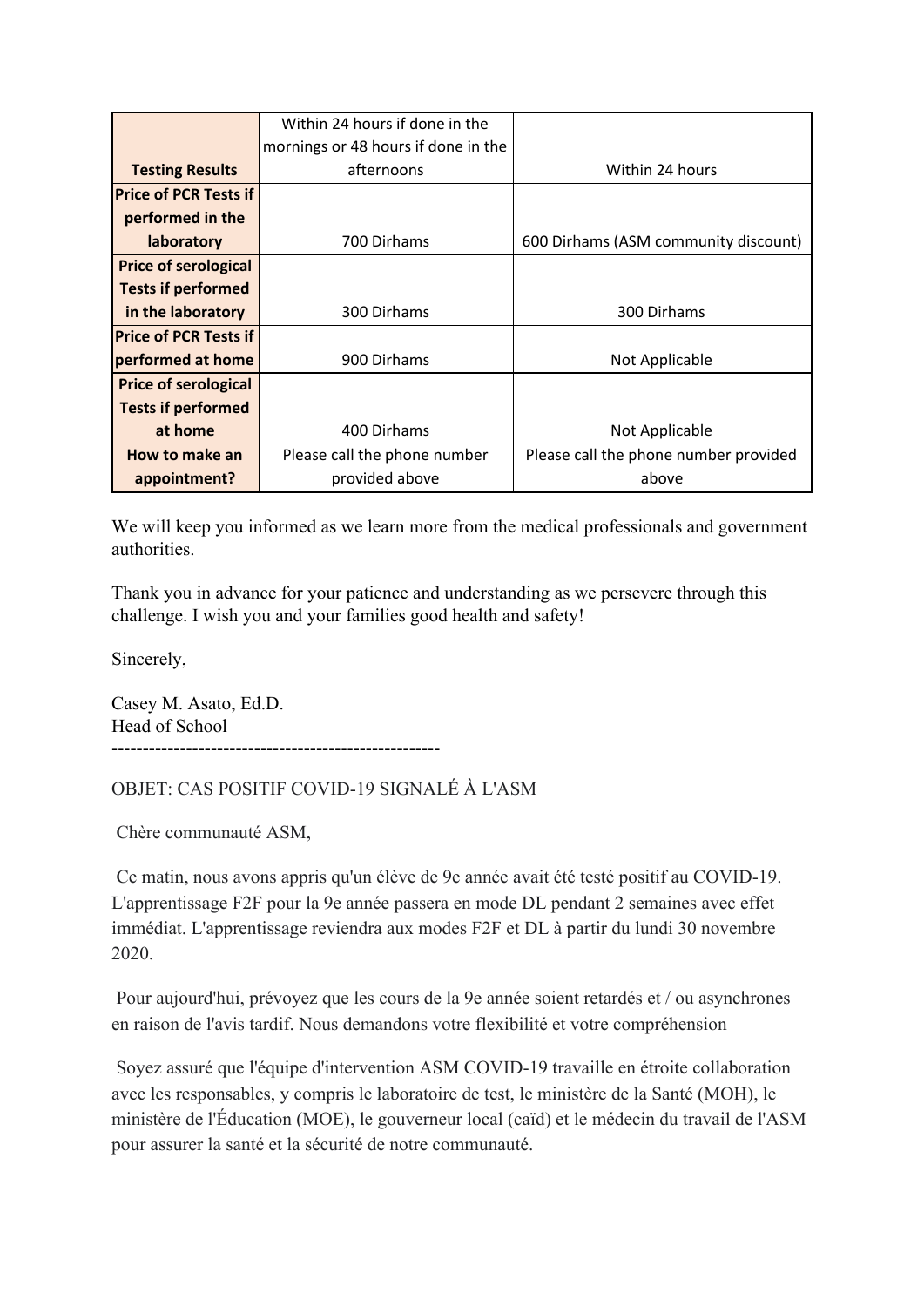| **Testing Results** | Within 24 hours if done in the mornings or 48 hours if done in the afternoons | Within 24 hours |
|---|---|---|
| **Price of PCR Tests if performed in the laboratory** | 700 Dirhams | 600 Dirhams (ASM community discount) |
| **Price of serological Tests if performed in the laboratory** | 300 Dirhams | 300 Dirhams |
| **Price of PCR Tests if performed at home** | 900 Dirhams | Not Applicable |
| **Price of serological Tests if performed at home** | 400 Dirhams | Not Applicable |
| **How to make an appointment?** | Please call the phone number provided above | Please call the phone number provided above |

We will keep you informed as we learn more from the medical professionals and government authorities.

Thank you in advance for your patience and understanding as we persevere through this challenge. I wish you and your families good health and safety!

Sincerely,

Casey M. Asato, Ed.D.
Head of School

-----------------------------------------------------

OBJET: CAS POSITIF COVID-19 SIGNALÉ À L'ASM

Chère communauté ASM,

Ce matin, nous avons appris qu'un élève de 9e année avait été testé positif au COVID-19. L'apprentissage F2F pour la 9e année passera en mode DL pendant 2 semaines avec effet immédiat. L'apprentissage reviendra aux modes F2F et DL à partir du lundi 30 novembre 2020.

Pour aujourd'hui, prévoyez que les cours de la 9e année soient retardés et / ou asynchrones en raison de l'avis tardif. Nous demandons votre flexibilité et votre compréhension

Soyez assuré que l'équipe d'intervention ASM COVID-19 travaille en étroite collaboration avec les responsables, y compris le laboratoire de test, le ministère de la Santé (MOH), le ministère de l'Éducation (MOE), le gouverneur local (caïd) et le médecin du travail de l'ASM pour assurer la santé et la sécurité de notre communauté.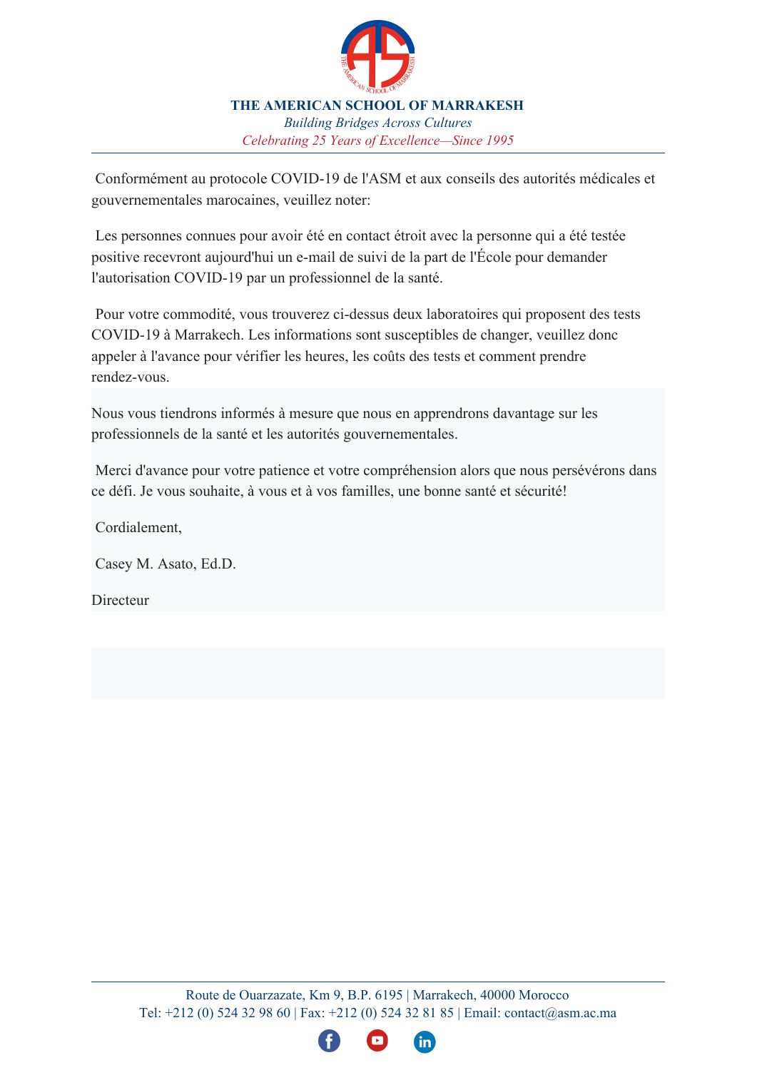**THE AMERICAN SCHOOL OF MARRAKESH**

*Building Bridges Across Cultures*

*Celebrating 25 Years of Excellence—Since 1995*

---

Conformément au protocole COVID-19 de l'ASM et aux conseils des autorités médicales et gouvernementales marocaines, veuillez noter:

Les personnes connues pour avoir été en contact étroit avec la personne qui a été testée positive recevront aujourd'hui un e-mail de suivi de la part de l'École pour demander l'autorisation COVID-19 par un professionnel de la santé.

Pour votre commodité, vous trouverez ci-dessus deux laboratoires qui proposent des tests COVID-19 à Marrakech. Les informations sont susceptibles de changer, veuillez donc appeler à l'avance pour vérifier les heures, les coûts des tests et comment prendre rendez-vous.

Nous vous tiendrons informés à mesure que nous en apprendrons davantage sur les professionnels de la santé et les autorités gouvernementales.

Merci d'avance pour votre patience et votre compréhension alors que nous persévérons dans ce défi. Je vous souhaite, à vous et à vos familles, une bonne santé et sécurité!

Cordialement,

Casey M. Asato, Ed.D.

Directeur

---

Route de Ouarzazate, Km 9, B.P. 6195 | Marrakech, 40000 Morocco
Tel: +212 (0) 524 32 98 60 | Fax: +212 (0) 524 32 81 85 | Email: contact@asm.ac.ma